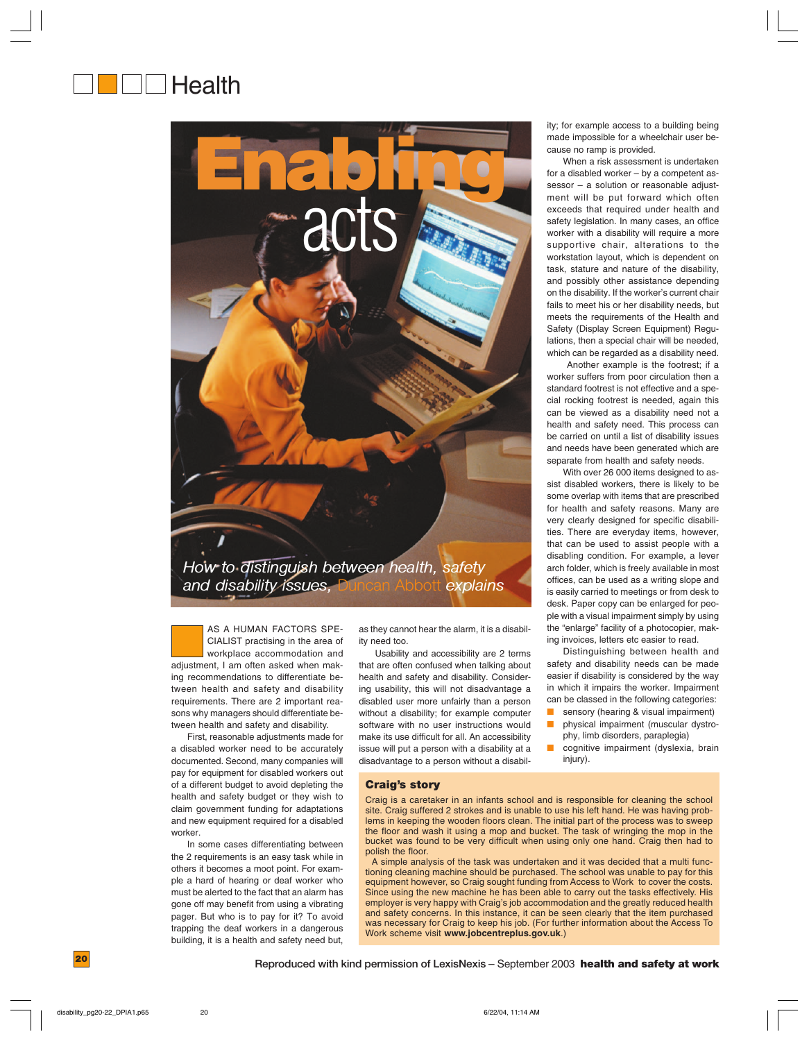# Enabling acts

*How to distinguish between health, safety and disability issues, Duncan Abbott explains*

AS A HUMAN FACTORS SPECIALIST practising in the area of workplace accommodation and adjustment, I am often asked when making recommendations to differentiate between health and safety and disability requirements. There are 2 important reasons why managers should differentiate between health and safety and disability.

First, reasonable adjustments made for a disabled worker need to be accurately documented. Second, many companies will pay for equipment for disabled workers out of a different budget to avoid depleting the health and safety budget or they wish to claim government funding for adaptations and new equipment required for a disabled worker.

In some cases differentiating between the 2 requirements is an easy task while in others it becomes a moot point. For example a hard of hearing or deaf worker who must be alerted to the fact that an alarm has gone off may benefit from using a vibrating pager. But who is to pay for it? To avoid trapping the deaf workers in a dangerous building, it is a health and safety need but, as they cannot hear the alarm, it is a disability need too.

Usability and accessibility are 2 terms that are often confused when talking about health and safety and disability. Considering usability, this will not disadvantage a disabled user more unfairly than a person without a disability; for example computer software with no user instructions would make its use difficult for all. An accessibility issue will put a person with a disability at a disadvantage to a person without a disability; for example access to a building being made impossible for a wheelchair user because no ramp is provided.

When a risk assessment is undertaken for a disabled worker – by a competent assessor – a solution or reasonable adjustment will be put forward which often exceeds that required under health and safety legislation. In many cases, an office worker with a disability will require a more supportive chair, alterations to the workstation layout, which is dependent on task, stature and nature of the disability, and possibly other assistance depending on the disability. If the worker's current chair fails to meet his or her disability needs, but meets the requirements of the Health and Safety (Display Screen Equipment) Regulations, then a special chair will be needed, which can be regarded as a disability need.

Another example is the footrest; if a worker suffers from poor circulation then a standard footrest is not effective and a special rocking footrest is needed, again this can be viewed as a disability need not a health and safety need. This process can be carried on until a list of disability issues and needs have been generated which are separate from health and safety needs.

With over 26 000 items designed to assist disabled workers, there is likely to be some overlap with items that are prescribed for health and safety reasons. Many are very clearly designed for specific disabilities. There are everyday items, however, that can be used to assist people with a disabling condition. For example, a lever arch folder, which is freely available in most offices, can be used as a writing slope and is easily carried to meetings or from desk to desk. Paper copy can be enlarged for people with a visual impairment simply by using the "enlarge" facility of a photocopier, making invoices, letters etc easier to read.

Distinguishing between health and safety and disability needs can be made easier if disability is considered by the way in which it impairs the worker. Impairment can be classed in the following categories:

- sensory (hearing & visual impairment)
- physical impairment (muscular dystrophy, limb disorders, paraplegia)
- cognitive impairment (dyslexia, brain injury).

## Craig's story

Craig is a caretaker in an infants school and is responsible for cleaning the school site. Craig suffered 2 strokes and is unable to use his left hand. He was having problems in keeping the wooden floors clean. The initial part of the process was to sweep the floor and wash it using a mop and bucket. The task of wringing the mop in the bucket was found to be very difficult when using only one hand. Craig then had to polish the floor.

A simple analysis of the task was undertaken and it was decided that a multi functioning cleaning machine should be purchased. The school was unable to pay for this equipment however, so Craig sought funding from Access to Work to cover the costs. Since using the new machine he has been able to carry out the tasks effectively. His employer is very happy with Craig's job accommodation and the greatly reduced health and safety concerns. In this instance, it can be seen clearly that the item purchased was necessary for Craig to keep his job. (For further information about the Access To Work scheme visit **www.jobcentreplus.gov.uk**.)

Reproduced with kind permission of LexisNexis – September 2003 **health and safety at work**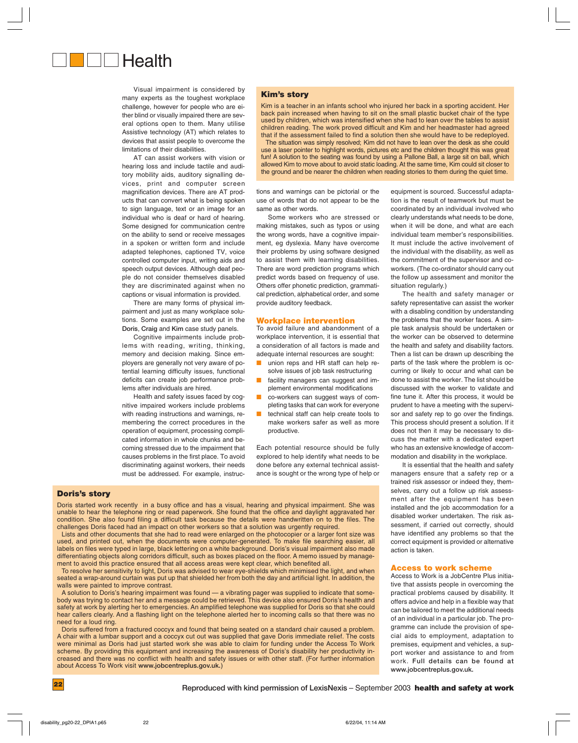# Health

Visual impairment is considered by many experts as the toughest workplace challenge, however for people who are either blind or visually impaired there are several options open to them. Many utilise Assistive technology (AT) which relates to devices that assist people to overcome the limitations of their disabilities.

AT can assist workers with vision or hearing loss and include tactile and auditory mobility aids, auditory signalling devices, print and computer screen magnification devices. There are AT products that can convert what is being spoken to sign language, text or an image for an individual who is deaf or hard of hearing. Some designed for communication centre on the ability to send or receive messages in a spoken or written form and include adapted telephones, captioned TV, voice controlled computer input, writing aids and speech output devices. Although deaf people do not consider themselves disabled they are discriminated against when no captions or visual information is provided.

There are many forms of physical impairment and just as many workplace solutions. Some examples are set out in the **Doris**, **Craig** and **Kim** case study panels.

Cognitive impairments include problems with reading, writing, thinking, memory and decision making. Since employers are generally not very aware of potential learning difficulty issues, functional deficits can create job performance problems after individuals are hired.

Health and safety issues faced by cognitive impaired workers include problems with reading instructions and warnings, remembering the correct procedures in the operation of equipment, processing complicated information in whole chunks and becoming stressed due to the impairment that causes problems in the first place. To avoid discriminating against workers, their needs must be addressed. For example, instructions and warnings can be pictorial or the use of words that do not appear to be the same as other words.

Some workers who are stressed or making mistakes, such as typos or using the wrong words, have a cognitive impairment, eg dyslexia. Many have overcome their problems by using software designed to assist them with learning disabilities. There are word prediction programs which predict words based on frequency of use. Others offer phonetic prediction, grammatical prediction, alphabetical order, and some provide auditory feedback.

## Kim's story

Kim is a teacher in an infants school who injured her back in a sporting accident. Her back pain increased when having to sit on the small plastic bucket chair of the type used by children, which was intensified when she had to lean over the tables to assist children reading. The work proved difficult and Kim and her headmaster had agreed that if the assessment failed to find a solution then she would have to be redeployed.

The situation was simply resolved; Kim did not have to lean over the desk as she could use a laser pointer to highlight words, pictures etc and the children thought this was great fun! A solution to the seating was found by using a Pallone Ball, a large sit on ball, which allowed Kim to move about to avoid static loading. At the same time, Kim could sit closer to the ground and be nearer the children when reading stories to them during the quiet time.

## Workplace intervention

To avoid failure and abandonment of a workplace intervention, it is essential that a consideration of all factors is made and adequate internal resources are sought:

- union reps and HR staff can help resolve issues of job task restructuring
- facility managers can suggest and implement environmental modifications
- co-workers can suggest ways of completing tasks that can work for everyone
- technical staff can help create tools to make workers safer as well as more productive.

Each potential resource should be fully explored to help identify what needs to be done before any external technical assistance is sought or the wrong type of help or equipment is sourced. Successful adaptation is the result of teamwork but must be coordinated by an individual involved who clearly understands what needs to be done, when it will be done, and what are each individual team member's responsibilities. It must include the active involvement of the individual with the disability, as well as the commitment of the supervisor and co-workers. (The co-ordinator should carry out the follow up assessment and monitor the situation regularly.)

The health and safety manager or safety representative can assist the worker with a disabling condition by understanding the problems that the worker faces. A simple task analysis should be undertaken or the worker can be observed to determine the health and safety and disability factors. Then a list can be drawn up describing the parts of the task where the problem is occurring or likely to occur and what can be done to assist the worker. The list should be discussed with the worker to validate and fine tune it. After this process, it would be prudent to have a meeting with the supervisor and safety rep to go over the findings. This process should present a solution. If it does not then it may be necessary to discuss the matter with a dedicated expert who has an extensive knowledge of accommodation and disability in the workplace.

It is essential that the health and safety managers ensure that a safety rep or a trained risk assessor or indeed they, themselves, carry out a follow up risk assessment after the equipment has been installed and the job accommodation for a disabled worker undertaken. The risk assessment, if carried out correctly, should have identified any problems so that the correct equipment is provided or alternative action is taken.

## Doris's story

Doris started work recently in a busy office and has a visual, hearing and physical impairment. She was unable to hear the telephone ring or read paperwork. She found that the office and daylight aggravated her condition. She also found filing a difficult task because the details were handwritten on to the files. The challenges Doris faced had an impact on other workers so that a solution was urgently required.

Lists and other documents that she had to read were enlarged on the photocopier or a larger font size was used, and printed out, when the documents were computer-generated. To make file searching easier, all labels on files were typed in large, black lettering on a white background. Doris's visual impairment also made differentiating objects along corridors difficult, such as boxes placed on the floor. A memo issued by management to avoid this practice ensured that all access areas were kept clear, which benefited all.

To resolve her sensitivity to light, Doris was advised to wear eye-shields which minimised the light, and when seated a wrap-around curtain was put up that shielded her from both the day and artificial light. In addition, the walls were painted to improve contrast.

A solution to Doris's hearing impairment was found — a vibrating pager was supplied to indicate that somebody was trying to contact her and a message could be retrieved. This device also ensured Doris's health and safety at work by alerting her to emergencies. An amplified telephone was supplied for Doris so that she could hear callers clearly. And a flashing light on the telephone alerted her to incoming calls so that there was no need for a loud ring.

Doris suffered from a fractured coccyx and found that being seated on a standard chair caused a problem. A chair with a lumbar support and a coccyx cut out was supplied that gave Doris immediate relief. The costs were minimal as Doris had just started work she was able to claim for funding under the Access To Work scheme. By providing this equipment and increasing the awareness of Doris's disability her productivity increased and there was no conflict with health and safety issues or with other staff. (For further information about Access To Work visit **www.jobcentreplus.gov.uk.**)

## Access to work scheme

Access to Work is a JobCentre Plus initiative that assists people in overcoming the practical problems caused by disability. It offers advice and help in a flexible way that can be tailored to meet the additional needs of an individual in a particular job. The programme can include the provision of special aids to employment, adaptation to premises, equipment and vehicles, a support worker and assistance to and from work. **Full details can be found at www.jobcentreplus.gov.uk.**

Reproduced with kind permission of LexisNexis – September 2003 **health and safety at work**